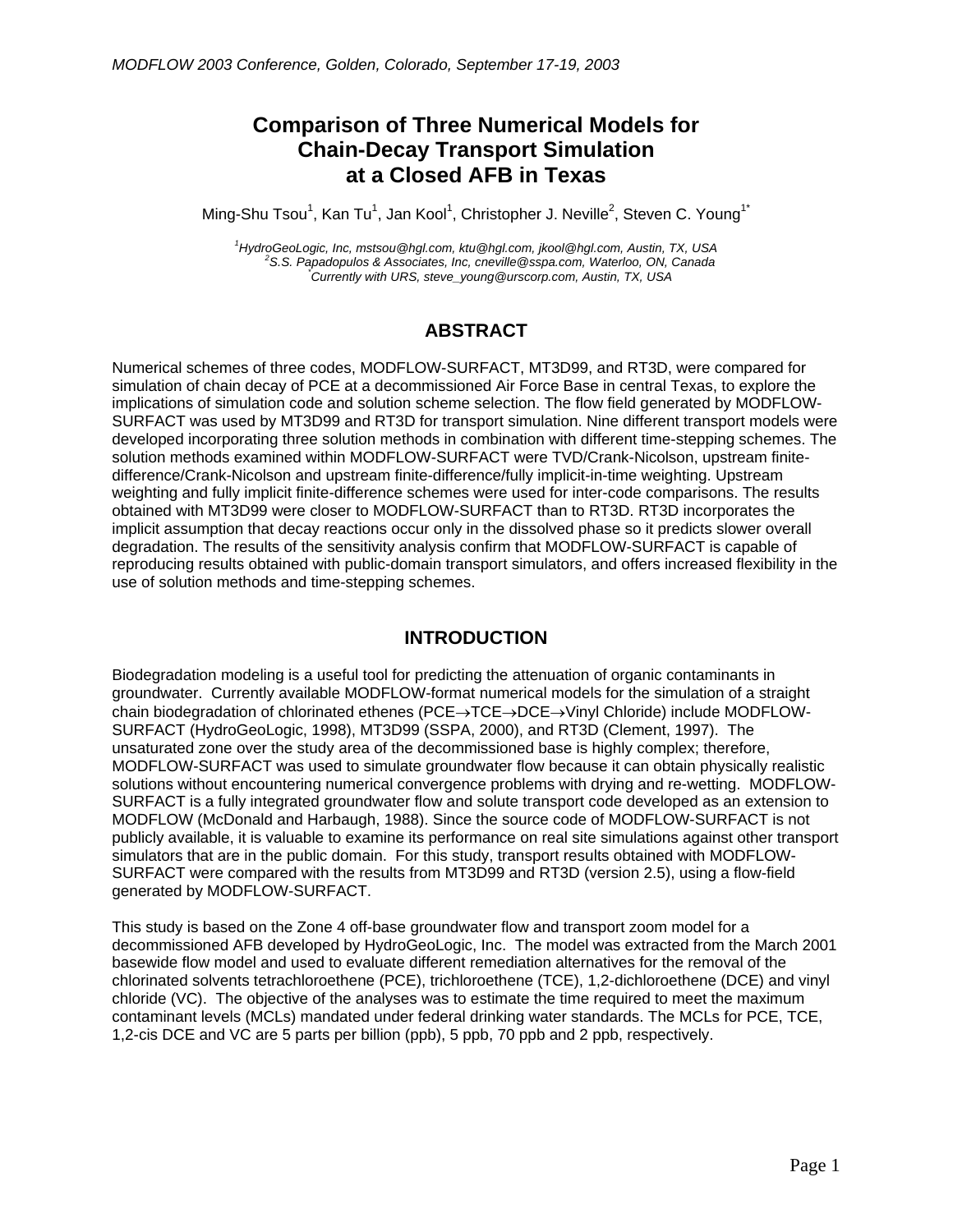# Comparison of Three Numerical Models for Chain-Decay Transport Simulation at a Closed AFB in Texas

Ming-Shu Tsou[1], Kan Tu[1], Jan Kool[1], Christopher J. Neville[2], Steven C. Young[1*]

[1]*HydroGeoLogic, Inc, mstsou@hgl.com, ktu@hgl.com, jkool@hgl.com, Austin, TX, USA*
[2]*S.S. Papadopulos & Associates, Inc, cneville@sspa.com, Waterloo, ON, Canada*
[*]*Currently with URS, steve_young@urscorp.com, Austin, TX, USA*

## ABSTRACT

Numerical schemes of three codes, MODFLOW-SURFACT, MT3D99, and RT3D, were compared for simulation of chain decay of PCE at a decommissioned Air Force Base in central Texas, to explore the implications of simulation code and solution scheme selection. The flow field generated by MODFLOW-SURFACT was used by MT3D99 and RT3D for transport simulation. Nine different transport models were developed incorporating three solution methods in combination with different time-stepping schemes. The solution methods examined within MODFLOW-SURFACT were TVD/Crank-Nicolson, upstream finite-difference/Crank-Nicolson and upstream finite-difference/fully implicit-in-time weighting. Upstream weighting and fully implicit finite-difference schemes were used for inter-code comparisons. The results obtained with MT3D99 were closer to MODFLOW-SURFACT than to RT3D. RT3D incorporates the implicit assumption that decay reactions occur only in the dissolved phase so it predicts slower overall degradation. The results of the sensitivity analysis confirm that MODFLOW-SURFACT is capable of reproducing results obtained with public-domain transport simulators, and offers increased flexibility in the use of solution methods and time-stepping schemes.

## INTRODUCTION

Biodegradation modeling is a useful tool for predicting the attenuation of organic contaminants in groundwater. Currently available MODFLOW-format numerical models for the simulation of a straight chain biodegradation of chlorinated ethenes (PCE→TCE→DCE→Vinyl Chloride) include MODFLOW-SURFACT (HydroGeoLogic, 1998), MT3D99 (SSPA, 2000), and RT3D (Clement, 1997). The unsaturated zone over the study area of the decommissioned base is highly complex; therefore, MODFLOW-SURFACT was used to simulate groundwater flow because it can obtain physically realistic solutions without encountering numerical convergence problems with drying and re-wetting. MODFLOW-SURFACT is a fully integrated groundwater flow and solute transport code developed as an extension to MODFLOW (McDonald and Harbaugh, 1988). Since the source code of MODFLOW-SURFACT is not publicly available, it is valuable to examine its performance on real site simulations against other transport simulators that are in the public domain. For this study, transport results obtained with MODFLOW-SURFACT were compared with the results from MT3D99 and RT3D (version 2.5), using a flow-field generated by MODFLOW-SURFACT.

This study is based on the Zone 4 off-base groundwater flow and transport zoom model for a decommissioned AFB developed by HydroGeoLogic, Inc. The model was extracted from the March 2001 basewide flow model and used to evaluate different remediation alternatives for the removal of the chlorinated solvents tetrachloroethene (PCE), trichloroethene (TCE), 1,2-dichloroethene (DCE) and vinyl chloride (VC). The objective of the analyses was to estimate the time required to meet the maximum contaminant levels (MCLs) mandated under federal drinking water standards. The MCLs for PCE, TCE, 1,2-cis DCE and VC are 5 parts per billion (ppb), 5 ppb, 70 ppb and 2 ppb, respectively.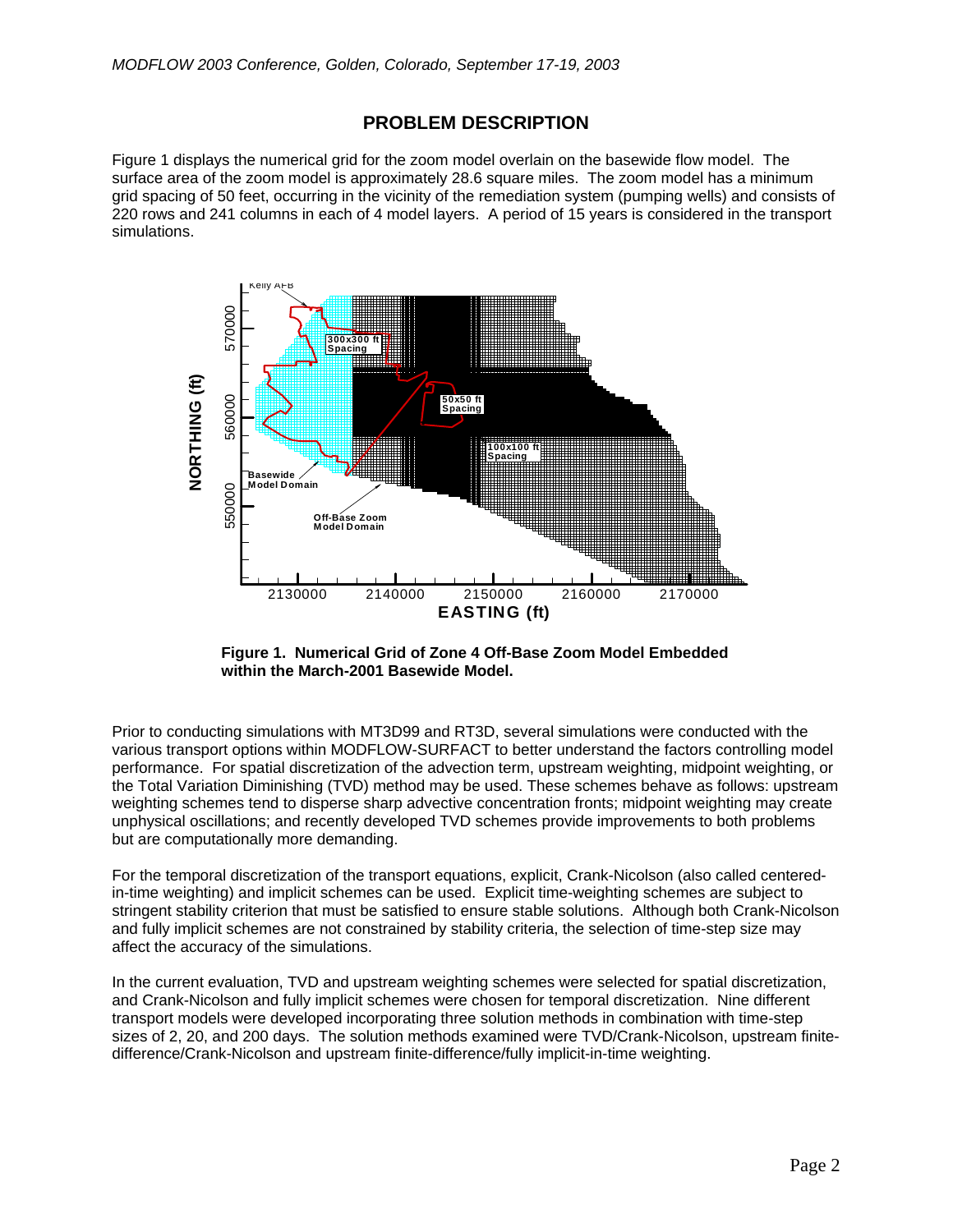## PROBLEM DESCRIPTION

Figure 1 displays the numerical grid for the zoom model overlain on the basewide flow model. The surface area of the zoom model is approximately 28.6 square miles. The zoom model has a minimum grid spacing of 50 feet, occurring in the vicinity of the remediation system (pumping wells) and consists of 220 rows and 241 columns in each of 4 model layers. A period of 15 years is considered in the transport simulations.

**Figure 1. Numerical Grid of Zone 4 Off-Base Zoom Model Embedded within the March-2001 Basewide Model.**

Prior to conducting simulations with MT3D99 and RT3D, several simulations were conducted with the various transport options within MODFLOW-SURFACT to better understand the factors controlling model performance. For spatial discretization of the advection term, upstream weighting, midpoint weighting, or the Total Variation Diminishing (TVD) method may be used. These schemes behave as follows: upstream weighting schemes tend to disperse sharp advective concentration fronts; midpoint weighting may create unphysical oscillations; and recently developed TVD schemes provide improvements to both problems but are computationally more demanding.

For the temporal discretization of the transport equations, explicit, Crank-Nicolson (also called centered-in-time weighting) and implicit schemes can be used. Explicit time-weighting schemes are subject to stringent stability criterion that must be satisfied to ensure stable solutions. Although both Crank-Nicolson and fully implicit schemes are not constrained by stability criteria, the selection of time-step size may affect the accuracy of the simulations.

In the current evaluation, TVD and upstream weighting schemes were selected for spatial discretization, and Crank-Nicolson and fully implicit schemes were chosen for temporal discretization. Nine different transport models were developed incorporating three solution methods in combination with time-step sizes of 2, 20, and 200 days. The solution methods examined were TVD/Crank-Nicolson, upstream finite-difference/Crank-Nicolson and upstream finite-difference/fully implicit-in-time weighting.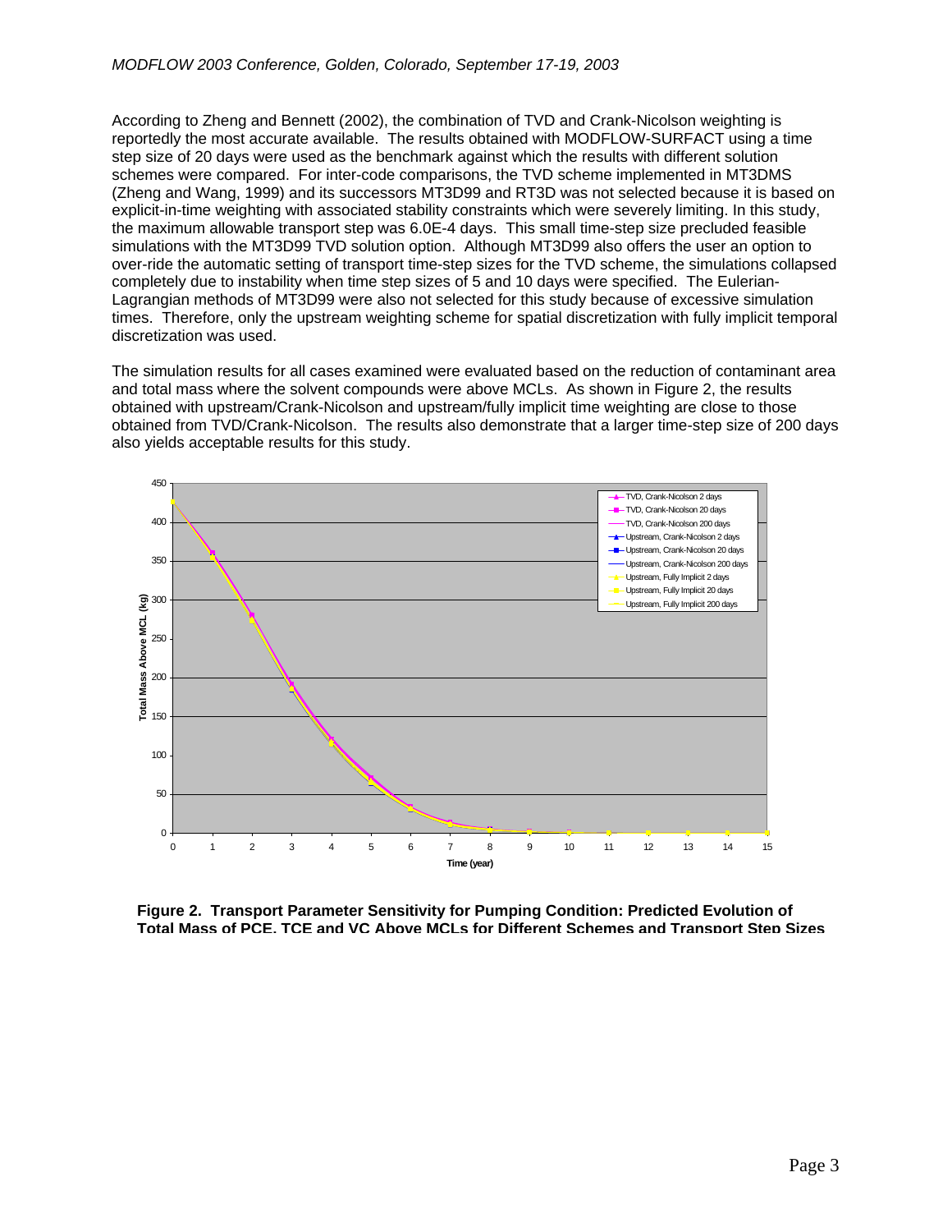According to Zheng and Bennett (2002), the combination of TVD and Crank-Nicolson weighting is reportedly the most accurate available. The results obtained with MODFLOW-SURFACT using a time step size of 20 days were used as the benchmark against which the results with different solution schemes were compared. For inter-code comparisons, the TVD scheme implemented in MT3DMS (Zheng and Wang, 1999) and its successors MT3D99 and RT3D was not selected because it is based on explicit-in-time weighting with associated stability constraints which were severely limiting. In this study, the maximum allowable transport step was 6.0E-4 days. This small time-step size precluded feasible simulations with the MT3D99 TVD solution option. Although MT3D99 also offers the user an option to over-ride the automatic setting of transport time-step sizes for the TVD scheme, the simulations collapsed completely due to instability when time step sizes of 5 and 10 days were specified. The Eulerian-Lagrangian methods of MT3D99 were also not selected for this study because of excessive simulation times. Therefore, only the upstream weighting scheme for spatial discretization with fully implicit temporal discretization was used.

The simulation results for all cases examined were evaluated based on the reduction of contaminant area and total mass where the solvent compounds were above MCLs. As shown in Figure 2, the results obtained with upstream/Crank-Nicolson and upstream/fully implicit time weighting are close to those obtained from TVD/Crank-Nicolson. The results also demonstrate that a larger time-step size of 200 days also yields acceptable results for this study.

**Figure 2. Transport Parameter Sensitivity for Pumping Condition: Predicted Evolution of Total Mass of PCE, TCE and VC Above MCLs for Different Schemes and Transport Step Sizes**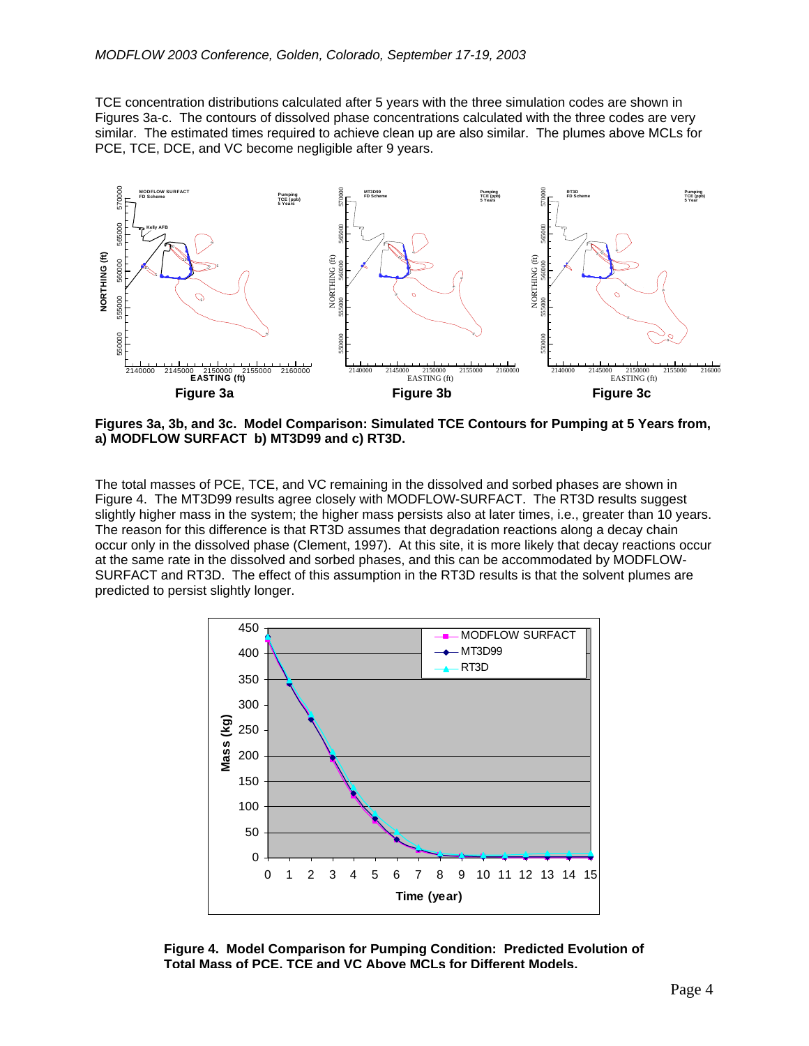TCE concentration distributions calculated after 5 years with the three simulation codes are shown in Figures 3a-c. The contours of dissolved phase concentrations calculated with the three codes are very similar. The estimated times required to achieve clean up are also similar. The plumes above MCLs for PCE, TCE, DCE, and VC become negligible after 9 years.

Figure 3a

Figure 3b

Figure 3c

**Figures 3a, 3b, and 3c. Model Comparison: Simulated TCE Contours for Pumping at 5 Years from, a) MODFLOW SURFACT b) MT3D99 and c) RT3D.**

The total masses of PCE, TCE, and VC remaining in the dissolved and sorbed phases are shown in Figure 4. The MT3D99 results agree closely with MODFLOW-SURFACT. The RT3D results suggest slightly higher mass in the system; the higher mass persists also at later times, i.e., greater than 10 years. The reason for this difference is that RT3D assumes that degradation reactions along a decay chain occur only in the dissolved phase (Clement, 1997). At this site, it is more likely that decay reactions occur at the same rate in the dissolved and sorbed phases, and this can be accommodated by MODFLOW-SURFACT and RT3D. The effect of this assumption in the RT3D results is that the solvent plumes are predicted to persist slightly longer.

**Figure 4. Model Comparison for Pumping Condition: Predicted Evolution of Total Mass of PCE, TCE and VC Above MCLs for Different Models.**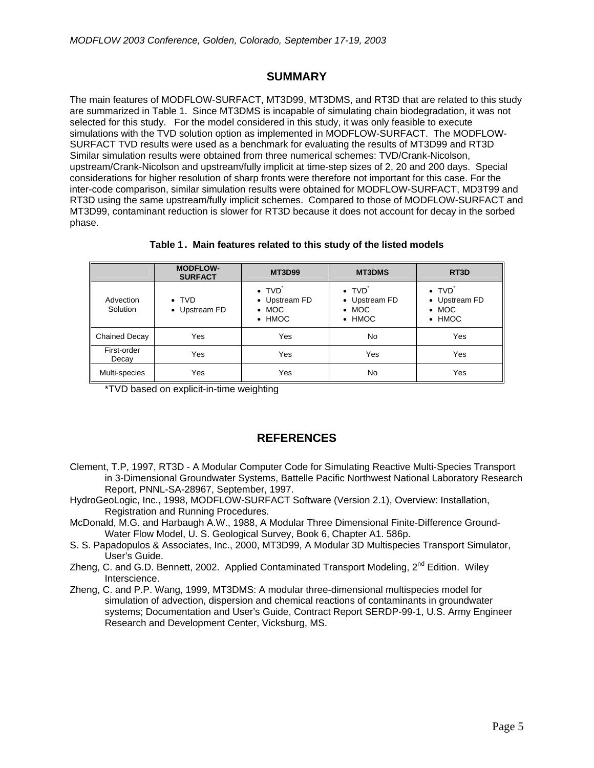## SUMMARY

The main features of MODFLOW-SURFACT, MT3D99, MT3DMS, and RT3D that are related to this study are summarized in Table 1. Since MT3DMS is incapable of simulating chain biodegradation, it was not selected for this study. For the model considered in this study, it was only feasible to execute simulations with the TVD solution option as implemented in MODFLOW-SURFACT. The MODFLOW-SURFACT TVD results were used as a benchmark for evaluating the results of MT3D99 and RT3D Similar simulation results were obtained from three numerical schemes: TVD/Crank-Nicolson, upstream/Crank-Nicolson and upstream/fully implicit at time-step sizes of 2, 20 and 200 days. Special considerations for higher resolution of sharp fronts were therefore not important for this case. For the inter-code comparison, similar simulation results were obtained for MODFLOW-SURFACT, MD3T99 and RT3D using the same upstream/fully implicit schemes. Compared to those of MODFLOW-SURFACT and MT3D99, contaminant reduction is slower for RT3D because it does not account for decay in the sorbed phase.

**Table 1. Main features related to this study of the listed models**

| | MODFLOW-SURFACT | MT3D99 | MT3DMS | RT3D |
|---|---|---|---|---|
| Advection Solution | • TVD<br>• Upstream FD | • TVD*<br>• Upstream FD<br>• MOC<br>• HMOC | • TVD*<br>• Upstream FD<br>• MOC<br>• HMOC | • TVD*<br>• Upstream FD<br>• MOC<br>• HMOC |
| Chained Decay | Yes | Yes | No | Yes |
| First-order Decay | Yes | Yes | Yes | Yes |
| Multi-species | Yes | Yes | No | Yes |

*TVD based on explicit-in-time weighting

## REFERENCES

Clement, T.P, 1997, RT3D - A Modular Computer Code for Simulating Reactive Multi-Species Transport in 3-Dimensional Groundwater Systems, Battelle Pacific Northwest National Laboratory Research Report, PNNL-SA-28967, September, 1997.

HydroGeoLogic, Inc., 1998, MODFLOW-SURFACT Software (Version 2.1), Overview: Installation, Registration and Running Procedures.

McDonald, M.G. and Harbaugh A.W., 1988, A Modular Three Dimensional Finite-Difference Ground-Water Flow Model, U. S. Geological Survey, Book 6, Chapter A1. 586p.

S. S. Papadopulos & Associates, Inc., 2000, MT3D99, A Modular 3D Multispecies Transport Simulator, User's Guide.

Zheng, C. and G.D. Bennett, 2002. Applied Contaminated Transport Modeling, 2nd Edition. Wiley Interscience.

Zheng, C. and P.P. Wang, 1999, MT3DMS: A modular three-dimensional multispecies model for simulation of advection, dispersion and chemical reactions of contaminants in groundwater systems; Documentation and User's Guide, Contract Report SERDP-99-1, U.S. Army Engineer Research and Development Center, Vicksburg, MS.